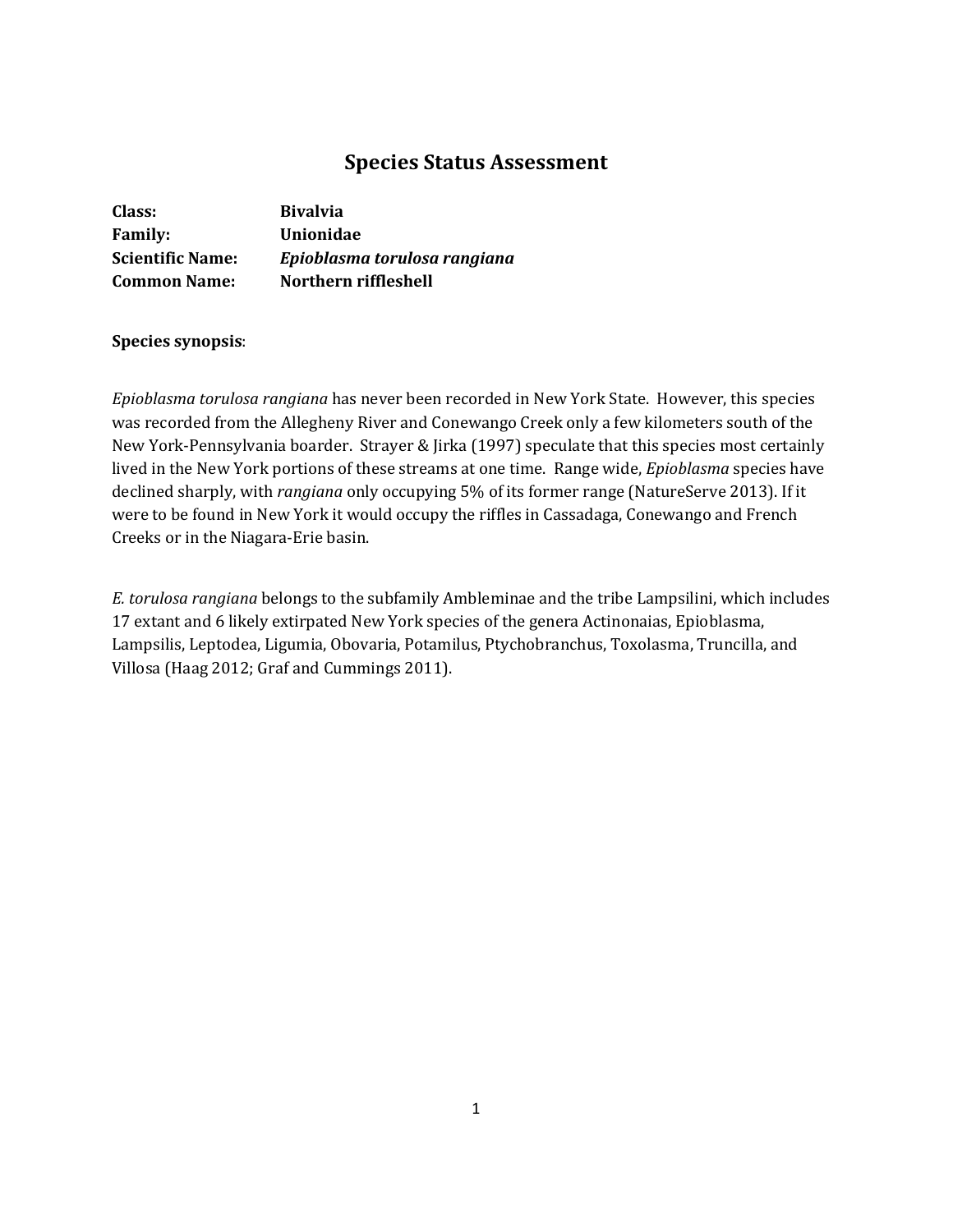# Species Status Assessment

**Class:** Bivalvia
**Family:** Unionidae
**Scientific Name:** ***Epioblasma torulosa rangiana***
**Common Name:** Northern riffleshell

**Species synopsis**:

*Epioblasma torulosa rangiana* has never been recorded in New York State. However, this species was recorded from the Allegheny River and Conewango Creek only a few kilometers south of the New York-Pennsylvania boarder. Strayer & Jirka (1997) speculate that this species most certainly lived in the New York portions of these streams at one time. Range wide, *Epioblasma* species have declined sharply, with *rangiana* only occupying 5% of its former range (NatureServe 2013). If it were to be found in New York it would occupy the riffles in Cassadaga, Conewango and French Creeks or in the Niagara-Erie basin.

*E. torulosa rangiana* belongs to the subfamily Ambleminae and the tribe Lampsilini, which includes 17 extant and 6 likely extirpated New York species of the genera Actinonaias, Epioblasma, Lampsilis, Leptodea, Ligumia, Obovaria, Potamilus, Ptychobranchus, Toxolasma, Truncilla, and Villosa (Haag 2012; Graf and Cummings 2011).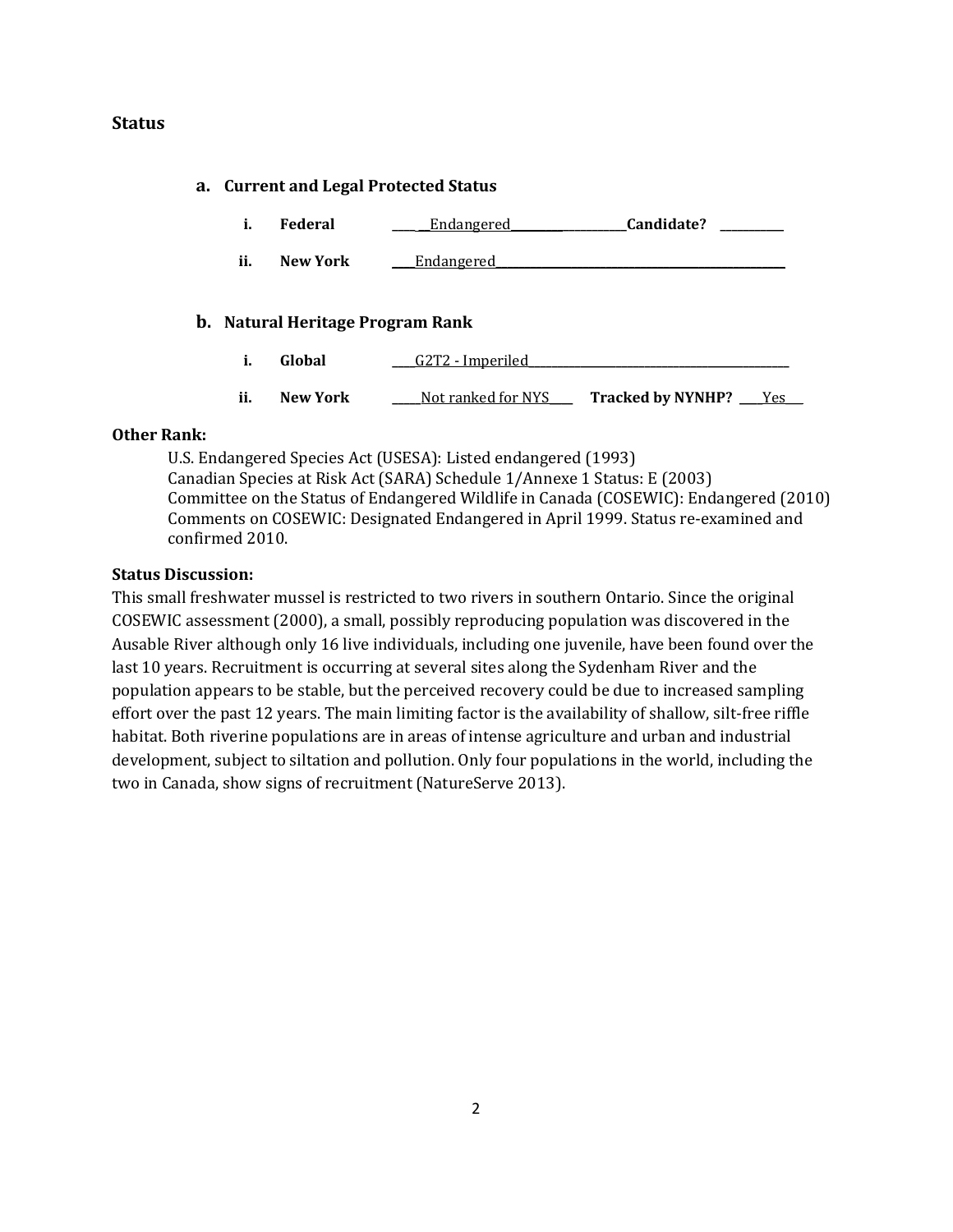## Status

### a. Current and Legal Protected Status

i. **Federal** ______Endangered______________________ **Candidate?** __________

ii. **New York** ____Endangered_____________________________________________

### b. Natural Heritage Program Rank

i. **Global** ____G2T2 - Imperiled________________________________________

ii. **New York** _____Not ranked for NYS____ **Tracked by NYNHP?** ____Yes___

**Other Rank:**

U.S. Endangered Species Act (USESA): Listed endangered (1993)
Canadian Species at Risk Act (SARA) Schedule 1/Annexe 1 Status: E (2003)
Committee on the Status of Endangered Wildlife in Canada (COSEWIC): Endangered (2010)
Comments on COSEWIC: Designated Endangered in April 1999. Status re-examined and confirmed 2010.

**Status Discussion:**

This small freshwater mussel is restricted to two rivers in southern Ontario. Since the original COSEWIC assessment (2000), a small, possibly reproducing population was discovered in the Ausable River although only 16 live individuals, including one juvenile, have been found over the last 10 years. Recruitment is occurring at several sites along the Sydenham River and the population appears to be stable, but the perceived recovery could be due to increased sampling effort over the past 12 years. The main limiting factor is the availability of shallow, silt-free riffle habitat. Both riverine populations are in areas of intense agriculture and urban and industrial development, subject to siltation and pollution. Only four populations in the world, including the two in Canada, show signs of recruitment (NatureServe 2013).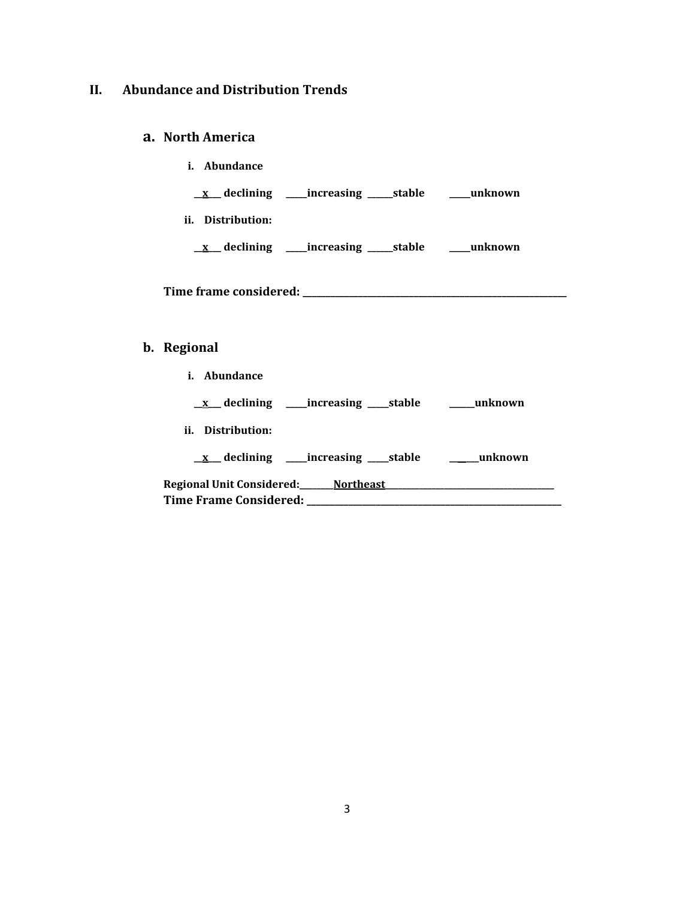## II. Abundance and Distribution Trends

### a. North America

**i. Abundance**

**\_\_x\_\_ declining \_\_\_\_\_increasing \_\_\_\_\_stable \_\_\_\_\_unknown**

**ii. Distribution:**

**\_\_x\_\_ declining \_\_\_\_\_increasing \_\_\_\_\_stable \_\_\_\_\_unknown**

**Time frame considered: \_\_\_\_\_\_\_\_\_\_\_\_\_\_\_\_\_\_\_\_\_\_\_\_\_\_\_\_\_\_\_\_\_\_\_\_\_\_\_\_\_\_\_\_\_\_\_\_\_\_**

### b. Regional

**i. Abundance**

**\_\_x\_\_ declining \_\_\_\_\_increasing \_\_\_\_\_stable \_\_\_\_\_unknown**

**ii. Distribution:**

**\_\_x\_\_ declining \_\_\_\_\_increasing \_\_\_\_\_stable \_\_\_\_\_unknown**

**Regional Unit Considered:\_\_\_\_\_\_\_\_Northeast\_\_\_\_\_\_\_\_\_\_\_\_\_\_\_\_\_\_\_\_\_\_\_\_\_\_\_\_\_\_\_\_\_\_\_\_\_\_\_\_**
**Time Frame Considered: \_\_\_\_\_\_\_\_\_\_\_\_\_\_\_\_\_\_\_\_\_\_\_\_\_\_\_\_\_\_\_\_\_\_\_\_\_\_\_\_\_\_\_\_\_\_\_\_\_\_**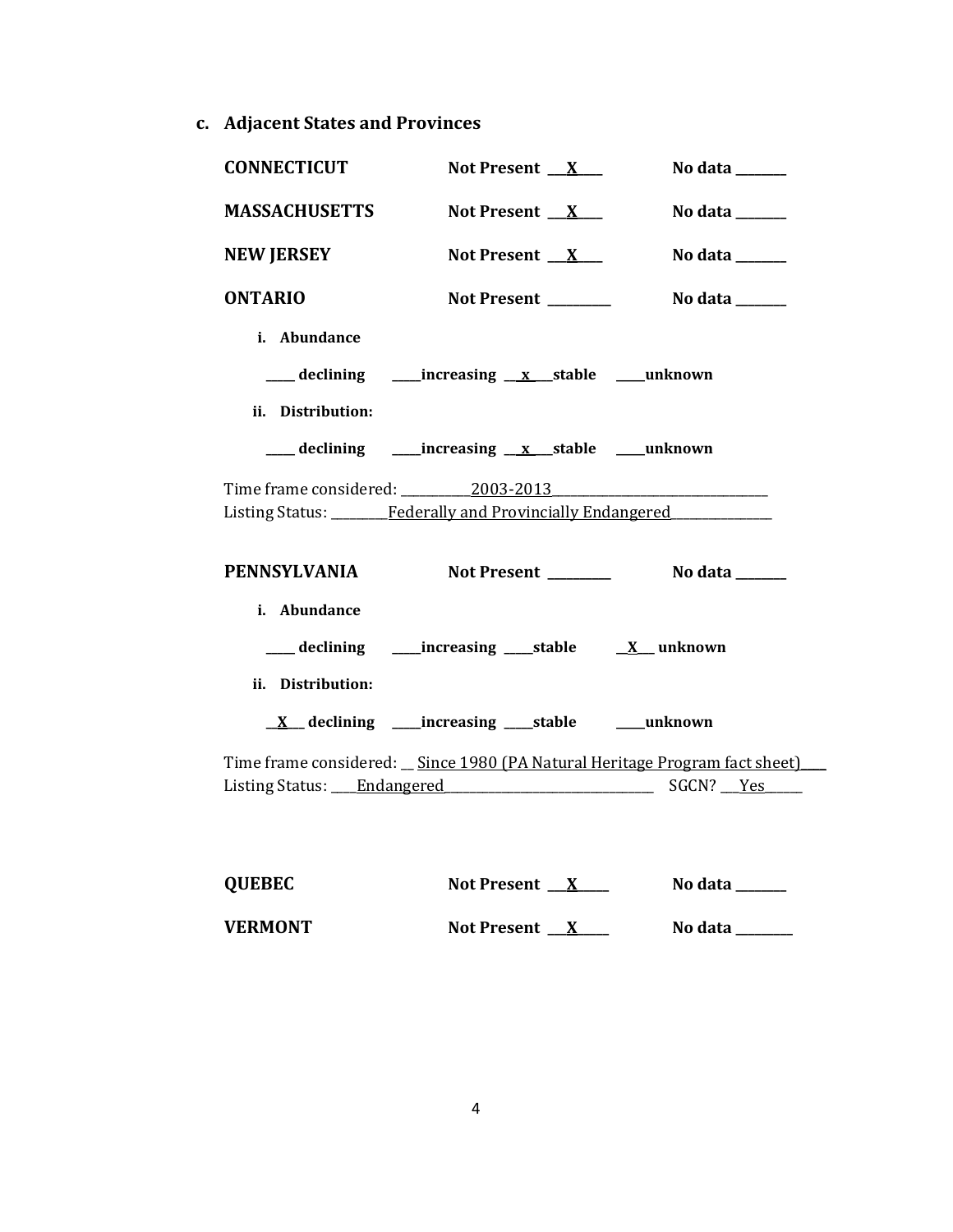### c. Adjacent States and Provinces

**CONNECTICUT** **Not Present** __X__ **No data** ______

**MASSACHUSETTS** **Not Present** __X__ **No data** ______

**NEW JERSEY** **Not Present** __X__ **No data** ______

**ONTARIO** **Not Present** ________ **No data** ______

**i. Abundance**

____ **declining** ____**increasing** __x__**stable** ____**unknown**

**ii. Distribution:**

____ **declining** ____**increasing** __x__**stable** ____**unknown**

Time frame considered: __________2003-2013________________________________

Listing Status: ________Federally and Provincially Endangered______________

**PENNSYLVANIA** **Not Present** ________ **No data** ______

**i. Abundance**

____ **declining** ____**increasing** ____**stable** __X__ **unknown**

**ii. Distribution:**

__X__ **declining** ____**increasing** ____**stable** ____**unknown**

Time frame considered: __ Since 1980 (PA Natural Heritage Program fact sheet)___

Listing Status: ___Endangered______________________________ SGCN? __Yes_____

**QUEBEC** **Not Present** __X__ **No data** ______

**VERMONT** **Not Present** __X__ **No data** ______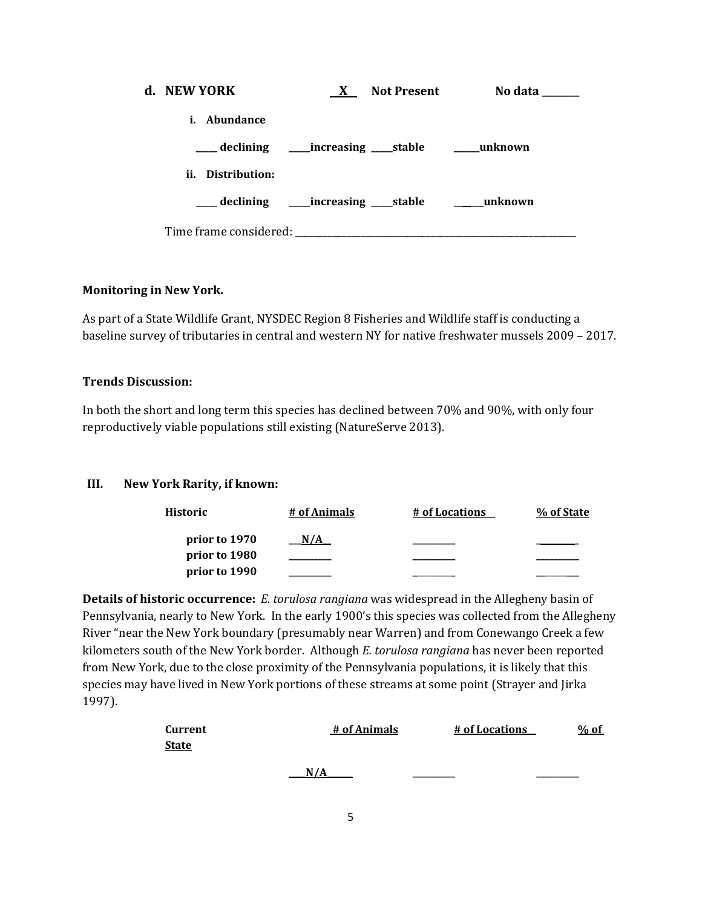**d. NEW YORK** __X__ **Not Present** **No data** ________

**i. Abundance**

_____ declining _____increasing _____stable ______unknown

**ii. Distribution:**

_____ declining _____increasing _____stable ______unknown

Time frame considered: ___________________________________________________________

**Monitoring in New York.**

As part of a State Wildlife Grant, NYSDEC Region 8 Fisheries and Wildlife staff is conducting a baseline survey of tributaries in central and western NY for native freshwater mussels 2009 – 2017.

**Trends Discussion:**

In both the short and long term this species has declined between 70% and 90%, with only four reproductively viable populations still existing (NatureServe 2013).

## III. New York Rarity, if known:

| Historic | # of Animals | # of Locations | % of State |
|---|---|---|---|
| prior to 1970 | N/A | | |
| prior to 1980 | | | |
| prior to 1990 | | | |

**Details of historic occurrence:** *E. torulosa rangiana* was widespread in the Allegheny basin of Pennsylvania, nearly to New York. In the early 1900's this species was collected from the Allegheny River "near the New York boundary (presumably near Warren) and from Conewango Creek a few kilometers south of the New York border. Although *E. torulosa rangiana* has never been reported from New York, due to the close proximity of the Pennsylvania populations, it is likely that this species may have lived in New York portions of these streams at some point (Strayer and Jirka 1997).

| Current | # of Animals | # of Locations | % of State |
|---|---|---|---|
| | N/A | | |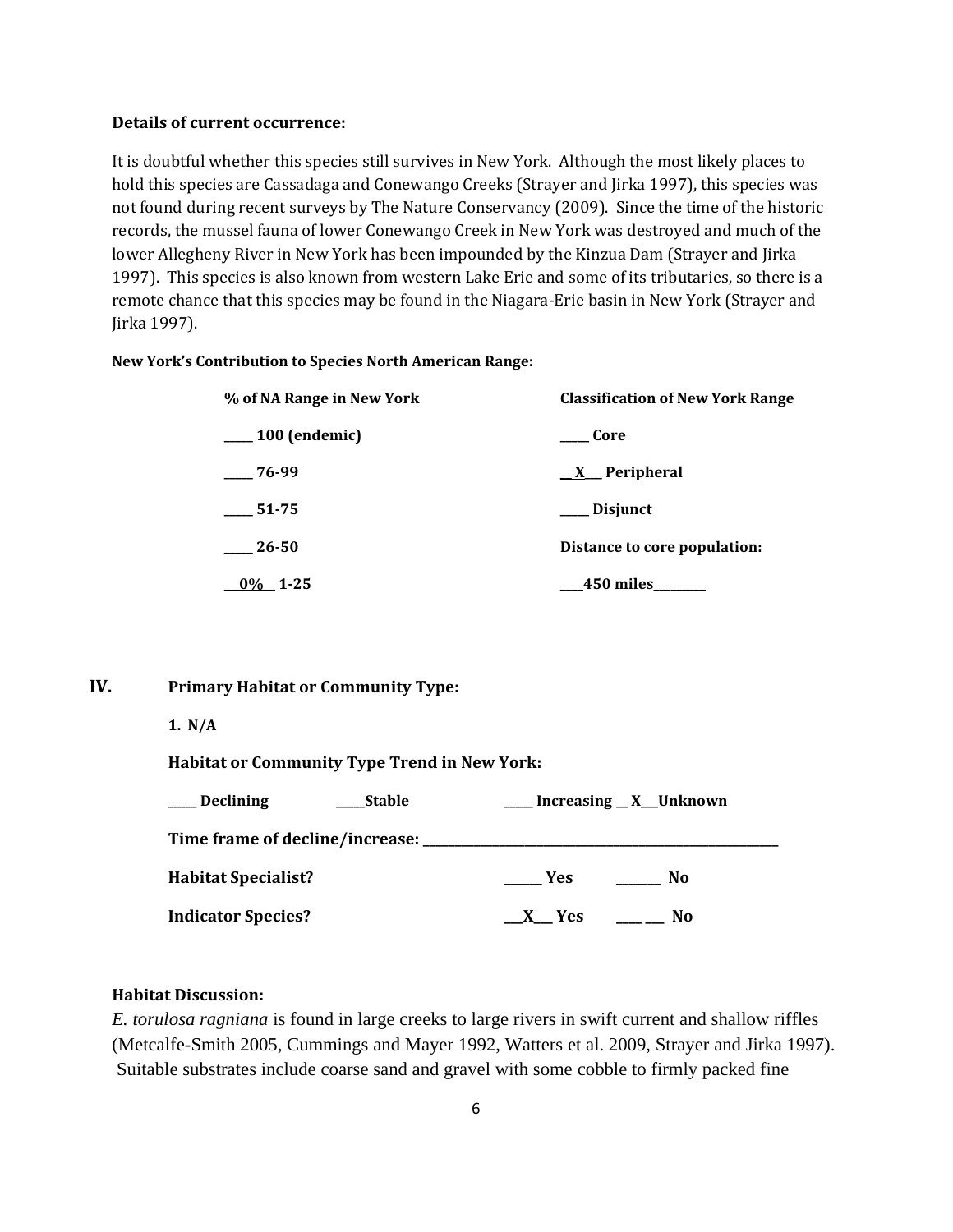**Details of current occurrence:**

It is doubtful whether this species still survives in New York. Although the most likely places to hold this species are Cassadaga and Conewango Creeks (Strayer and Jirka 1997), this species was not found during recent surveys by The Nature Conservancy (2009). Since the time of the historic records, the mussel fauna of lower Conewango Creek in New York was destroyed and much of the lower Allegheny River in New York has been impounded by the Kinzua Dam (Strayer and Jirka 1997). This species is also known from western Lake Erie and some of its tributaries, so there is a remote chance that this species may be found in the Niagara-Erie basin in New York (Strayer and Jirka 1997).

**New York's Contribution to Species North American Range:**

| % of NA Range in New York | Classification of New York Range |
|---|---|
| ____ 100 (endemic) | ____ Core |
| ____ 76-99 | __X__ Peripheral |
| ____ 51-75 | ____ Disjunct |
| ____ 26-50 | Distance to core population: |
| __0%__ 1-25 | ____450 miles________ |

## IV. Primary Habitat or Community Type:

**1. N/A**

**Habitat or Community Type Trend in New York:**

____ Declining ____Stable ____ Increasing __ X__Unknown

**Time frame of decline/increase:** ____________________

**Habitat Specialist?** _____ Yes _____ No

**Indicator Species?** __X__ Yes ____ No

**Habitat Discussion:**

*E. torulosa ragniana* is found in large creeks to large rivers in swift current and shallow riffles (Metcalfe-Smith 2005, Cummings and Mayer 1992, Watters et al. 2009, Strayer and Jirka 1997). Suitable substrates include coarse sand and gravel with some cobble to firmly packed fine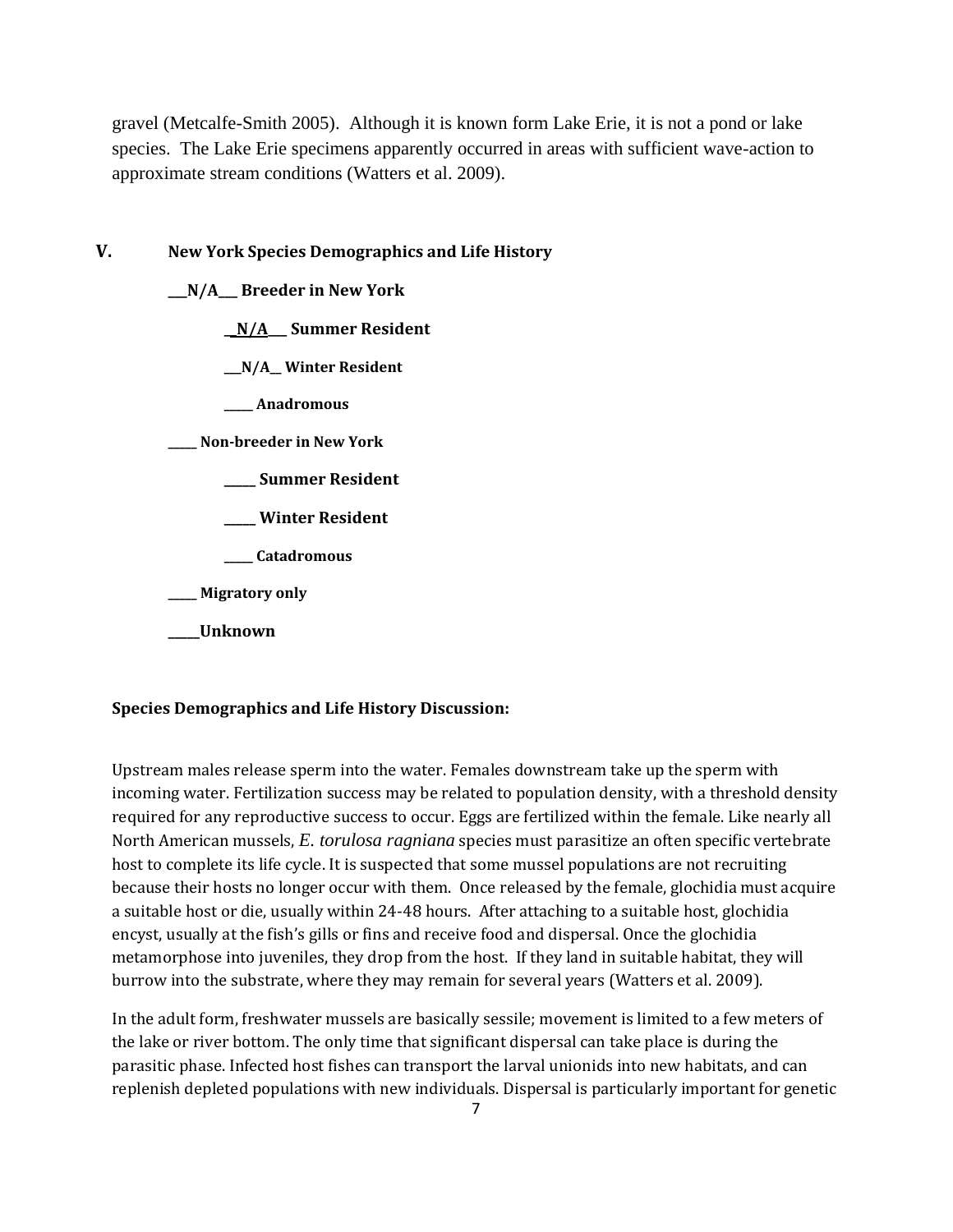gravel (Metcalfe-Smith 2005). Although it is known form Lake Erie, it is not a pond or lake species. The Lake Erie specimens apparently occurred in areas with sufficient wave-action to approximate stream conditions (Watters et al. 2009).

## V. New York Species Demographics and Life History

**\_\_N/A\_\_ Breeder in New York**

**\_N/A\_\_ Summer Resident**

**\_\_N/A\_ Winter Resident**

**\_\_\_\_ Anadromous**

**\_\_\_\_ Non-breeder in New York**

**\_\_\_\_ Summer Resident**

**\_\_\_\_ Winter Resident**

**\_\_\_\_ Catadromous**

**\_\_\_\_ Migratory only**

**\_\_\_\_Unknown**

**Species Demographics and Life History Discussion:**

Upstream males release sperm into the water. Females downstream take up the sperm with incoming water. Fertilization success may be related to population density, with a threshold density required for any reproductive success to occur. Eggs are fertilized within the female. Like nearly all North American mussels, *E. torulosa ragniana* species must parasitize an often specific vertebrate host to complete its life cycle. It is suspected that some mussel populations are not recruiting because their hosts no longer occur with them. Once released by the female, glochidia must acquire a suitable host or die, usually within 24-48 hours. After attaching to a suitable host, glochidia encyst, usually at the fish's gills or fins and receive food and dispersal. Once the glochidia metamorphose into juveniles, they drop from the host. If they land in suitable habitat, they will burrow into the substrate, where they may remain for several years (Watters et al. 2009).

In the adult form, freshwater mussels are basically sessile; movement is limited to a few meters of the lake or river bottom. The only time that significant dispersal can take place is during the parasitic phase. Infected host fishes can transport the larval unionids into new habitats, and can replenish depleted populations with new individuals. Dispersal is particularly important for genetic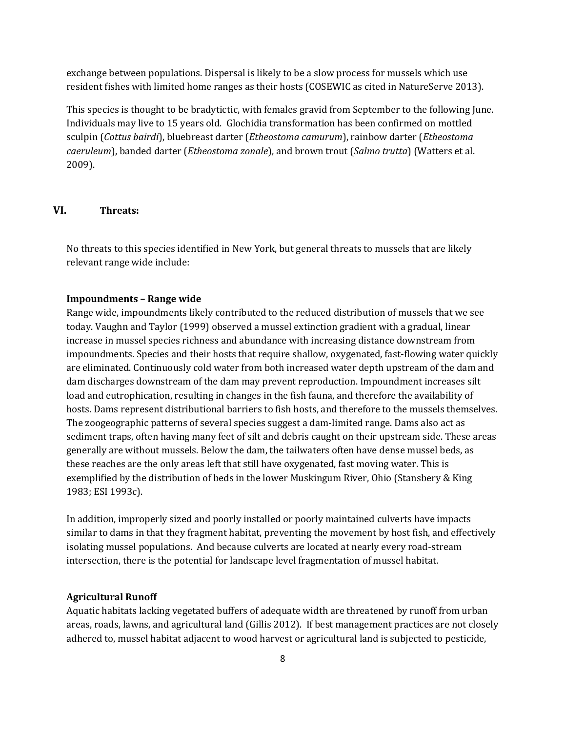exchange between populations. Dispersal is likely to be a slow process for mussels which use resident fishes with limited home ranges as their hosts (COSEWIC as cited in NatureServe 2013).

This species is thought to be bradytictic, with females gravid from September to the following June. Individuals may live to 15 years old. Glochidia transformation has been confirmed on mottled sculpin (*Cottus bairdi*), bluebreast darter (*Etheostoma camurum*), rainbow darter (*Etheostoma caeruleum*), banded darter (*Etheostoma zonale*), and brown trout (*Salmo trutta*) (Watters et al. 2009).

## VI. Threats:

No threats to this species identified in New York, but general threats to mussels that are likely relevant range wide include:

**Impoundments – Range wide**

Range wide, impoundments likely contributed to the reduced distribution of mussels that we see today. Vaughn and Taylor (1999) observed a mussel extinction gradient with a gradual, linear increase in mussel species richness and abundance with increasing distance downstream from impoundments. Species and their hosts that require shallow, oxygenated, fast-flowing water quickly are eliminated. Continuously cold water from both increased water depth upstream of the dam and dam discharges downstream of the dam may prevent reproduction. Impoundment increases silt load and eutrophication, resulting in changes in the fish fauna, and therefore the availability of hosts. Dams represent distributional barriers to fish hosts, and therefore to the mussels themselves. The zoogeographic patterns of several species suggest a dam-limited range. Dams also act as sediment traps, often having many feet of silt and debris caught on their upstream side. These areas generally are without mussels. Below the dam, the tailwaters often have dense mussel beds, as these reaches are the only areas left that still have oxygenated, fast moving water. This is exemplified by the distribution of beds in the lower Muskingum River, Ohio (Stansbery & King 1983; ESI 1993c).

In addition, improperly sized and poorly installed or poorly maintained culverts have impacts similar to dams in that they fragment habitat, preventing the movement by host fish, and effectively isolating mussel populations. And because culverts are located at nearly every road-stream intersection, there is the potential for landscape level fragmentation of mussel habitat.

**Agricultural Runoff**

Aquatic habitats lacking vegetated buffers of adequate width are threatened by runoff from urban areas, roads, lawns, and agricultural land (Gillis 2012). If best management practices are not closely adhered to, mussel habitat adjacent to wood harvest or agricultural land is subjected to pesticide,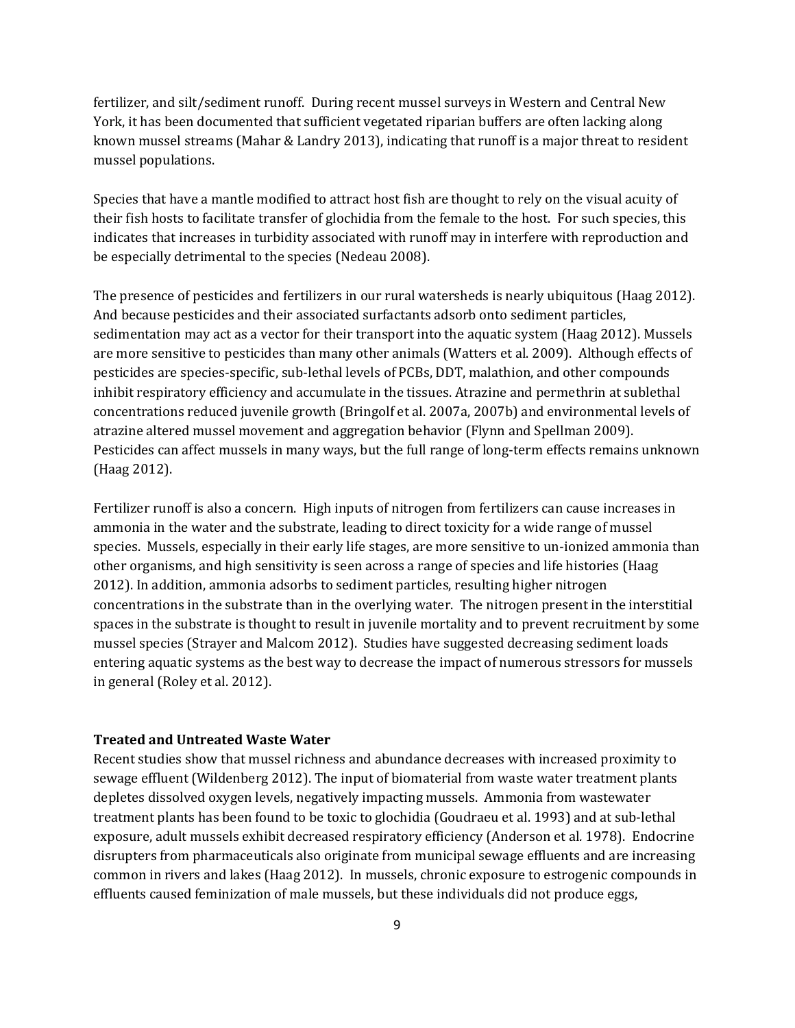fertilizer, and silt/sediment runoff. During recent mussel surveys in Western and Central New York, it has been documented that sufficient vegetated riparian buffers are often lacking along known mussel streams (Mahar & Landry 2013), indicating that runoff is a major threat to resident mussel populations.

Species that have a mantle modified to attract host fish are thought to rely on the visual acuity of their fish hosts to facilitate transfer of glochidia from the female to the host. For such species, this indicates that increases in turbidity associated with runoff may in interfere with reproduction and be especially detrimental to the species (Nedeau 2008).

The presence of pesticides and fertilizers in our rural watersheds is nearly ubiquitous (Haag 2012). And because pesticides and their associated surfactants adsorb onto sediment particles, sedimentation may act as a vector for their transport into the aquatic system (Haag 2012). Mussels are more sensitive to pesticides than many other animals (Watters et al. 2009). Although effects of pesticides are species-specific, sub-lethal levels of PCBs, DDT, malathion, and other compounds inhibit respiratory efficiency and accumulate in the tissues. Atrazine and permethrin at sublethal concentrations reduced juvenile growth (Bringolf et al. 2007a, 2007b) and environmental levels of atrazine altered mussel movement and aggregation behavior (Flynn and Spellman 2009). Pesticides can affect mussels in many ways, but the full range of long-term effects remains unknown (Haag 2012).

Fertilizer runoff is also a concern. High inputs of nitrogen from fertilizers can cause increases in ammonia in the water and the substrate, leading to direct toxicity for a wide range of mussel species. Mussels, especially in their early life stages, are more sensitive to un-ionized ammonia than other organisms, and high sensitivity is seen across a range of species and life histories (Haag 2012). In addition, ammonia adsorbs to sediment particles, resulting higher nitrogen concentrations in the substrate than in the overlying water. The nitrogen present in the interstitial spaces in the substrate is thought to result in juvenile mortality and to prevent recruitment by some mussel species (Strayer and Malcom 2012). Studies have suggested decreasing sediment loads entering aquatic systems as the best way to decrease the impact of numerous stressors for mussels in general (Roley et al. 2012).

### Treated and Untreated Waste Water

Recent studies show that mussel richness and abundance decreases with increased proximity to sewage effluent (Wildenberg 2012). The input of biomaterial from waste water treatment plants depletes dissolved oxygen levels, negatively impacting mussels. Ammonia from wastewater treatment plants has been found to be toxic to glochidia (Goudraeu et al. 1993) and at sub-lethal exposure, adult mussels exhibit decreased respiratory efficiency (Anderson et al. 1978). Endocrine disrupters from pharmaceuticals also originate from municipal sewage effluents and are increasing common in rivers and lakes (Haag 2012). In mussels, chronic exposure to estrogenic compounds in effluents caused feminization of male mussels, but these individuals did not produce eggs,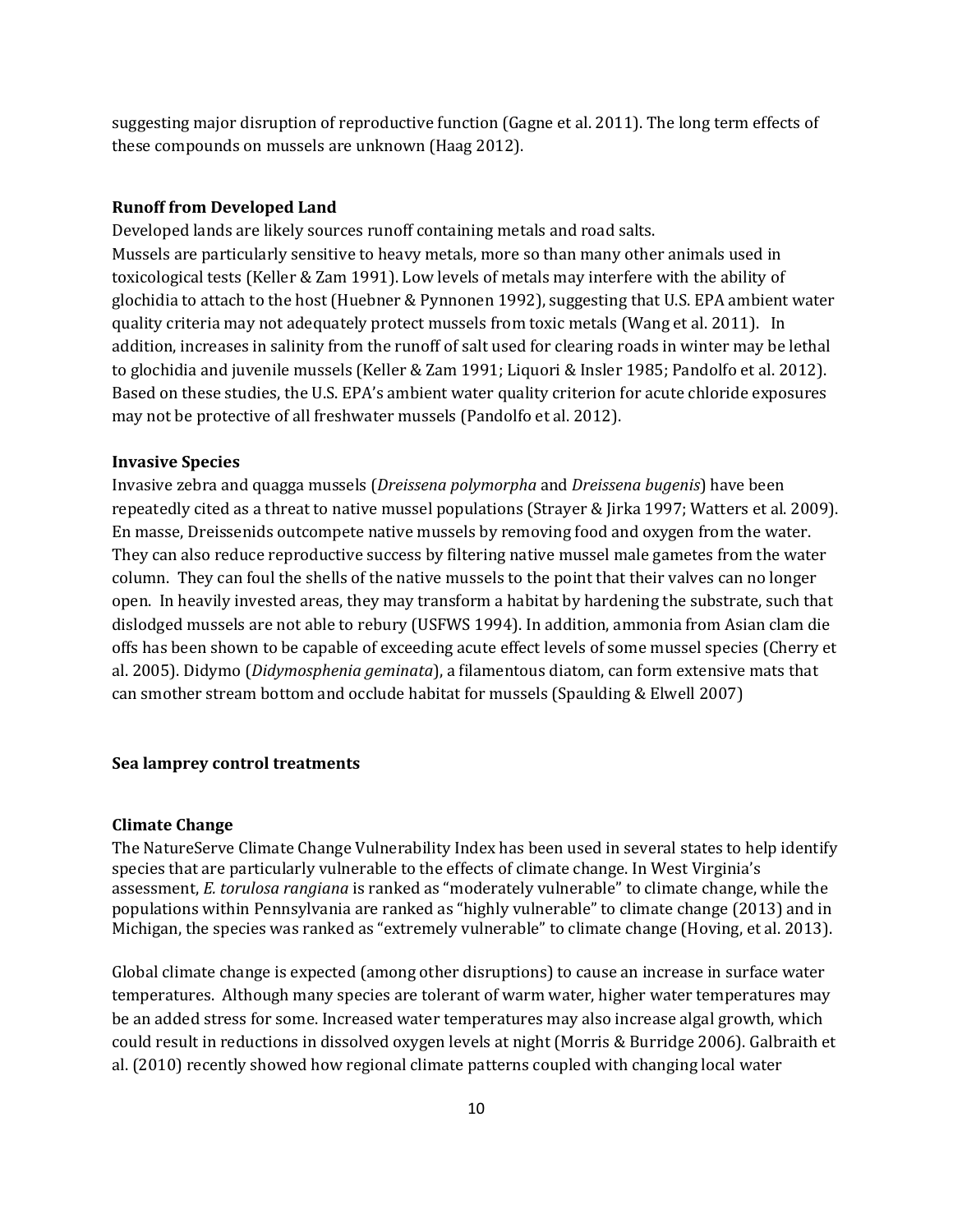suggesting major disruption of reproductive function (Gagne et al. 2011). The long term effects of these compounds on mussels are unknown (Haag 2012).

### Runoff from Developed Land

Developed lands are likely sources runoff containing metals and road salts.
Mussels are particularly sensitive to heavy metals, more so than many other animals used in toxicological tests (Keller & Zam 1991). Low levels of metals may interfere with the ability of glochidia to attach to the host (Huebner & Pynnonen 1992), suggesting that U.S. EPA ambient water quality criteria may not adequately protect mussels from toxic metals (Wang et al. 2011). In addition, increases in salinity from the runoff of salt used for clearing roads in winter may be lethal to glochidia and juvenile mussels (Keller & Zam 1991; Liquori & Insler 1985; Pandolfo et al. 2012). Based on these studies, the U.S. EPA's ambient water quality criterion for acute chloride exposures may not be protective of all freshwater mussels (Pandolfo et al. 2012).

### Invasive Species

Invasive zebra and quagga mussels (*Dreissena polymorpha* and *Dreissena bugenis*) have been repeatedly cited as a threat to native mussel populations (Strayer & Jirka 1997; Watters et al. 2009). En masse, Dreissenids outcompete native mussels by removing food and oxygen from the water. They can also reduce reproductive success by filtering native mussel male gametes from the water column. They can foul the shells of the native mussels to the point that their valves can no longer open. In heavily invested areas, they may transform a habitat by hardening the substrate, such that dislodged mussels are not able to rebury (USFWS 1994). In addition, ammonia from Asian clam die offs has been shown to be capable of exceeding acute effect levels of some mussel species (Cherry et al. 2005). Didymo (*Didymosphenia geminata*), a filamentous diatom, can form extensive mats that can smother stream bottom and occlude habitat for mussels (Spaulding & Elwell 2007)

### Sea lamprey control treatments

### Climate Change

The NatureServe Climate Change Vulnerability Index has been used in several states to help identify species that are particularly vulnerable to the effects of climate change. In West Virginia's assessment, *E. torulosa rangiana* is ranked as "moderately vulnerable" to climate change, while the populations within Pennsylvania are ranked as "highly vulnerable" to climate change (2013) and in Michigan, the species was ranked as "extremely vulnerable" to climate change (Hoving, et al. 2013).

Global climate change is expected (among other disruptions) to cause an increase in surface water temperatures. Although many species are tolerant of warm water, higher water temperatures may be an added stress for some. Increased water temperatures may also increase algal growth, which could result in reductions in dissolved oxygen levels at night (Morris & Burridge 2006). Galbraith et al. (2010) recently showed how regional climate patterns coupled with changing local water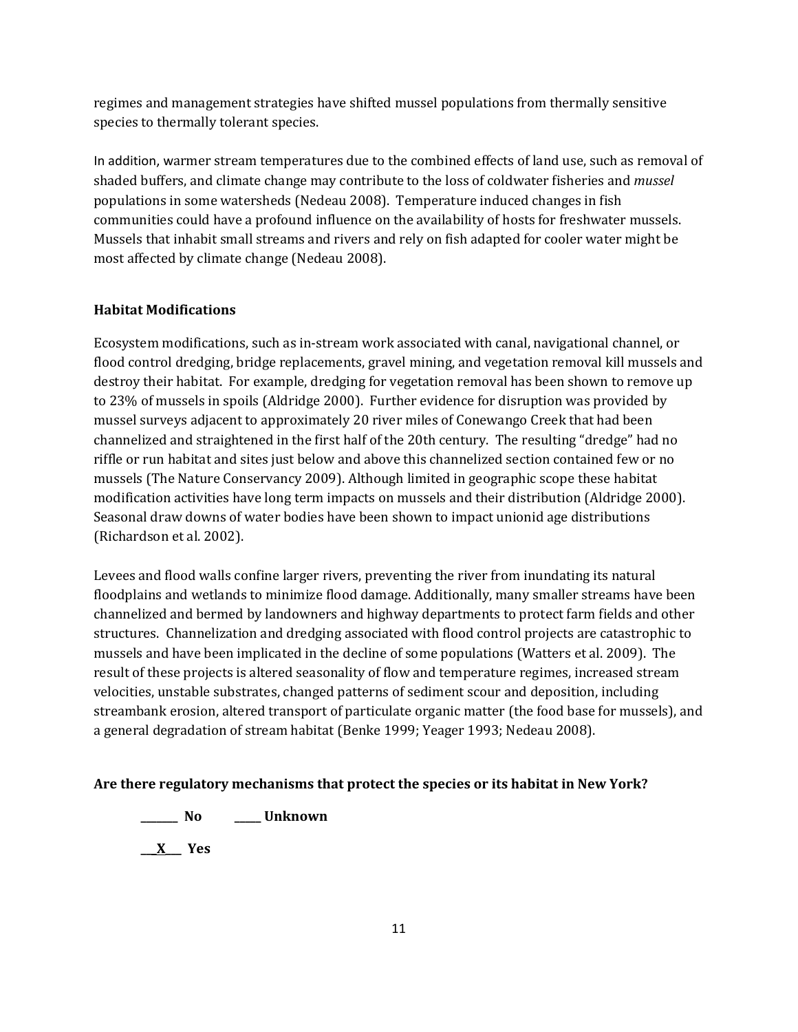regimes and management strategies have shifted mussel populations from thermally sensitive species to thermally tolerant species.

In addition, warmer stream temperatures due to the combined effects of land use, such as removal of shaded buffers, and climate change may contribute to the loss of coldwater fisheries and *mussel* populations in some watersheds (Nedeau 2008). Temperature induced changes in fish communities could have a profound influence on the availability of hosts for freshwater mussels. Mussels that inhabit small streams and rivers and rely on fish adapted for cooler water might be most affected by climate change (Nedeau 2008).

**Habitat Modifications**

Ecosystem modifications, such as in-stream work associated with canal, navigational channel, or flood control dredging, bridge replacements, gravel mining, and vegetation removal kill mussels and destroy their habitat. For example, dredging for vegetation removal has been shown to remove up to 23% of mussels in spoils (Aldridge 2000). Further evidence for disruption was provided by mussel surveys adjacent to approximately 20 river miles of Conewango Creek that had been channelized and straightened in the first half of the 20th century. The resulting "dredge" had no riffle or run habitat and sites just below and above this channelized section contained few or no mussels (The Nature Conservancy 2009). Although limited in geographic scope these habitat modification activities have long term impacts on mussels and their distribution (Aldridge 2000). Seasonal draw downs of water bodies have been shown to impact unionid age distributions (Richardson et al. 2002).

Levees and flood walls confine larger rivers, preventing the river from inundating its natural floodplains and wetlands to minimize flood damage. Additionally, many smaller streams have been channelized and bermed by landowners and highway departments to protect farm fields and other structures. Channelization and dredging associated with flood control projects are catastrophic to mussels and have been implicated in the decline of some populations (Watters et al. 2009). The result of these projects is altered seasonality of flow and temperature regimes, increased stream velocities, unstable substrates, changed patterns of sediment scour and deposition, including streambank erosion, altered transport of particulate organic matter (the food base for mussels), and a general degradation of stream habitat (Benke 1999; Yeager 1993; Nedeau 2008).

**Are there regulatory mechanisms that protect the species or its habitat in New York?**

**_______ No     _____ Unknown**

**\_\_X\_\_ Yes**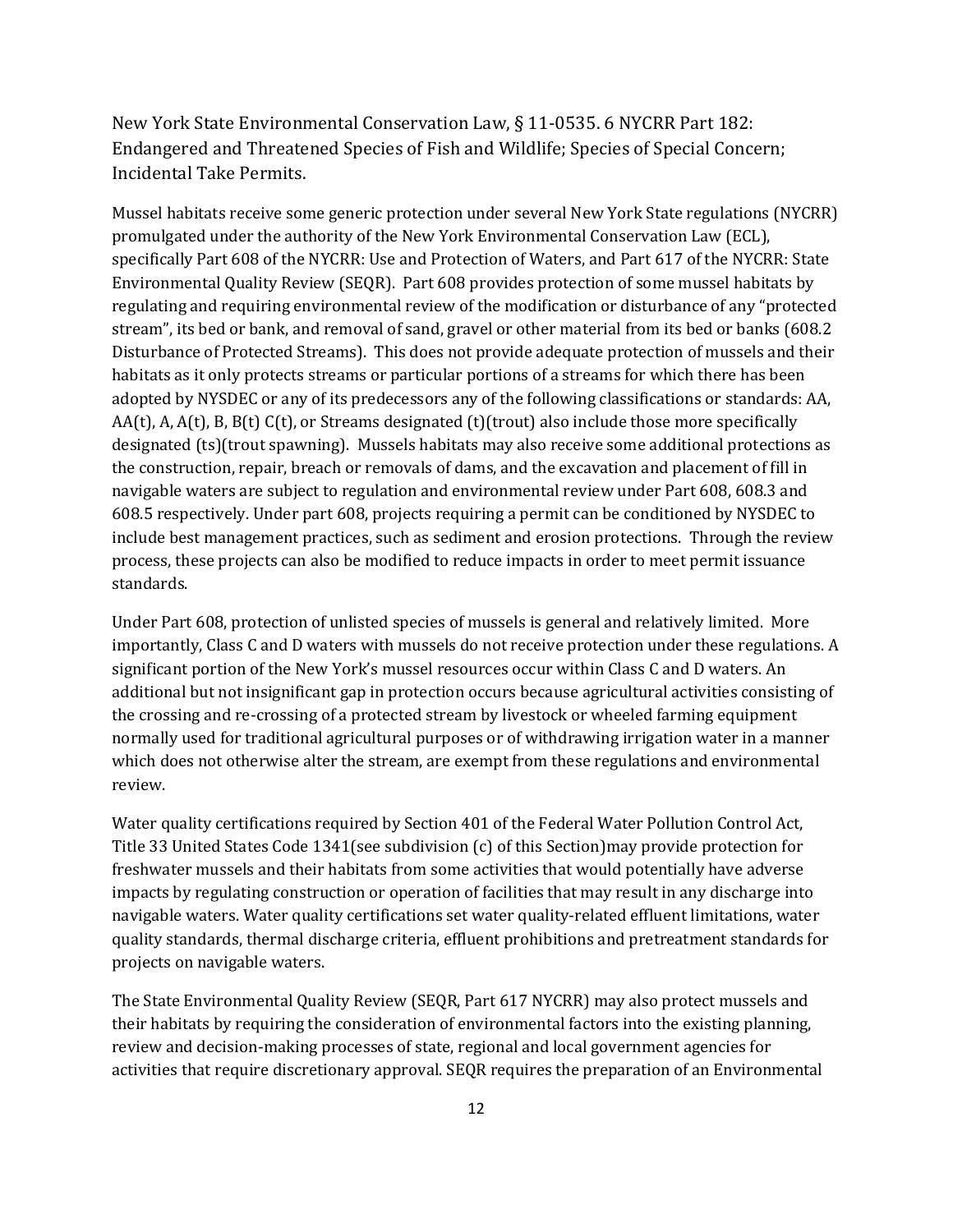New York State Environmental Conservation Law, § 11-0535. 6 NYCRR Part 182: Endangered and Threatened Species of Fish and Wildlife; Species of Special Concern; Incidental Take Permits.

Mussel habitats receive some generic protection under several New York State regulations (NYCRR) promulgated under the authority of the New York Environmental Conservation Law (ECL), specifically Part 608 of the NYCRR: Use and Protection of Waters, and Part 617 of the NYCRR: State Environmental Quality Review (SEQR). Part 608 provides protection of some mussel habitats by regulating and requiring environmental review of the modification or disturbance of any "protected stream", its bed or bank, and removal of sand, gravel or other material from its bed or banks (608.2 Disturbance of Protected Streams). This does not provide adequate protection of mussels and their habitats as it only protects streams or particular portions of a streams for which there has been adopted by NYSDEC or any of its predecessors any of the following classifications or standards: AA, AA(t), A, A(t), B, B(t) C(t), or Streams designated (t)(trout) also include those more specifically designated (ts)(trout spawning). Mussels habitats may also receive some additional protections as the construction, repair, breach or removals of dams, and the excavation and placement of fill in navigable waters are subject to regulation and environmental review under Part 608, 608.3 and 608.5 respectively. Under part 608, projects requiring a permit can be conditioned by NYSDEC to include best management practices, such as sediment and erosion protections. Through the review process, these projects can also be modified to reduce impacts in order to meet permit issuance standards.

Under Part 608, protection of unlisted species of mussels is general and relatively limited. More importantly, Class C and D waters with mussels do not receive protection under these regulations. A significant portion of the New York's mussel resources occur within Class C and D waters. An additional but not insignificant gap in protection occurs because agricultural activities consisting of the crossing and re-crossing of a protected stream by livestock or wheeled farming equipment normally used for traditional agricultural purposes or of withdrawing irrigation water in a manner which does not otherwise alter the stream, are exempt from these regulations and environmental review.

Water quality certifications required by Section 401 of the Federal Water Pollution Control Act, Title 33 United States Code 1341(see subdivision (c) of this Section)may provide protection for freshwater mussels and their habitats from some activities that would potentially have adverse impacts by regulating construction or operation of facilities that may result in any discharge into navigable waters. Water quality certifications set water quality-related effluent limitations, water quality standards, thermal discharge criteria, effluent prohibitions and pretreatment standards for projects on navigable waters.

The State Environmental Quality Review (SEQR, Part 617 NYCRR) may also protect mussels and their habitats by requiring the consideration of environmental factors into the existing planning, review and decision-making processes of state, regional and local government agencies for activities that require discretionary approval. SEQR requires the preparation of an Environmental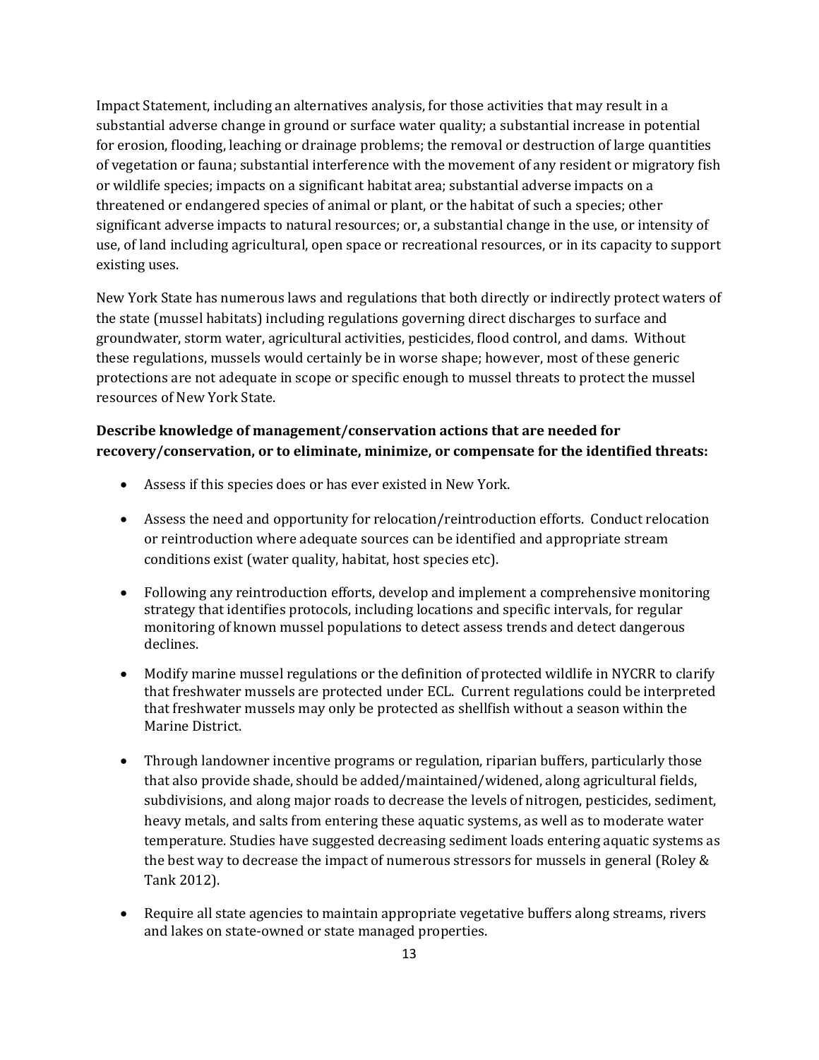Impact Statement, including an alternatives analysis, for those activities that may result in a substantial adverse change in ground or surface water quality; a substantial increase in potential for erosion, flooding, leaching or drainage problems; the removal or destruction of large quantities of vegetation or fauna; substantial interference with the movement of any resident or migratory fish or wildlife species; impacts on a significant habitat area; substantial adverse impacts on a threatened or endangered species of animal or plant, or the habitat of such a species; other significant adverse impacts to natural resources; or, a substantial change in the use, or intensity of use, of land including agricultural, open space or recreational resources, or in its capacity to support existing uses.

New York State has numerous laws and regulations that both directly or indirectly protect waters of the state (mussel habitats) including regulations governing direct discharges to surface and groundwater, storm water, agricultural activities, pesticides, flood control, and dams. Without these regulations, mussels would certainly be in worse shape; however, most of these generic protections are not adequate in scope or specific enough to mussel threats to protect the mussel resources of New York State.

**Describe knowledge of management/conservation actions that are needed for recovery/conservation, or to eliminate, minimize, or compensate for the identified threats:**

- Assess if this species does or has ever existed in New York.
- Assess the need and opportunity for relocation/reintroduction efforts. Conduct relocation or reintroduction where adequate sources can be identified and appropriate stream conditions exist (water quality, habitat, host species etc).
- Following any reintroduction efforts, develop and implement a comprehensive monitoring strategy that identifies protocols, including locations and specific intervals, for regular monitoring of known mussel populations to detect assess trends and detect dangerous declines.
- Modify marine mussel regulations or the definition of protected wildlife in NYCRR to clarify that freshwater mussels are protected under ECL. Current regulations could be interpreted that freshwater mussels may only be protected as shellfish without a season within the Marine District.
- Through landowner incentive programs or regulation, riparian buffers, particularly those that also provide shade, should be added/maintained/widened, along agricultural fields, subdivisions, and along major roads to decrease the levels of nitrogen, pesticides, sediment, heavy metals, and salts from entering these aquatic systems, as well as to moderate water temperature. Studies have suggested decreasing sediment loads entering aquatic systems as the best way to decrease the impact of numerous stressors for mussels in general (Roley & Tank 2012).
- Require all state agencies to maintain appropriate vegetative buffers along streams, rivers and lakes on state-owned or state managed properties.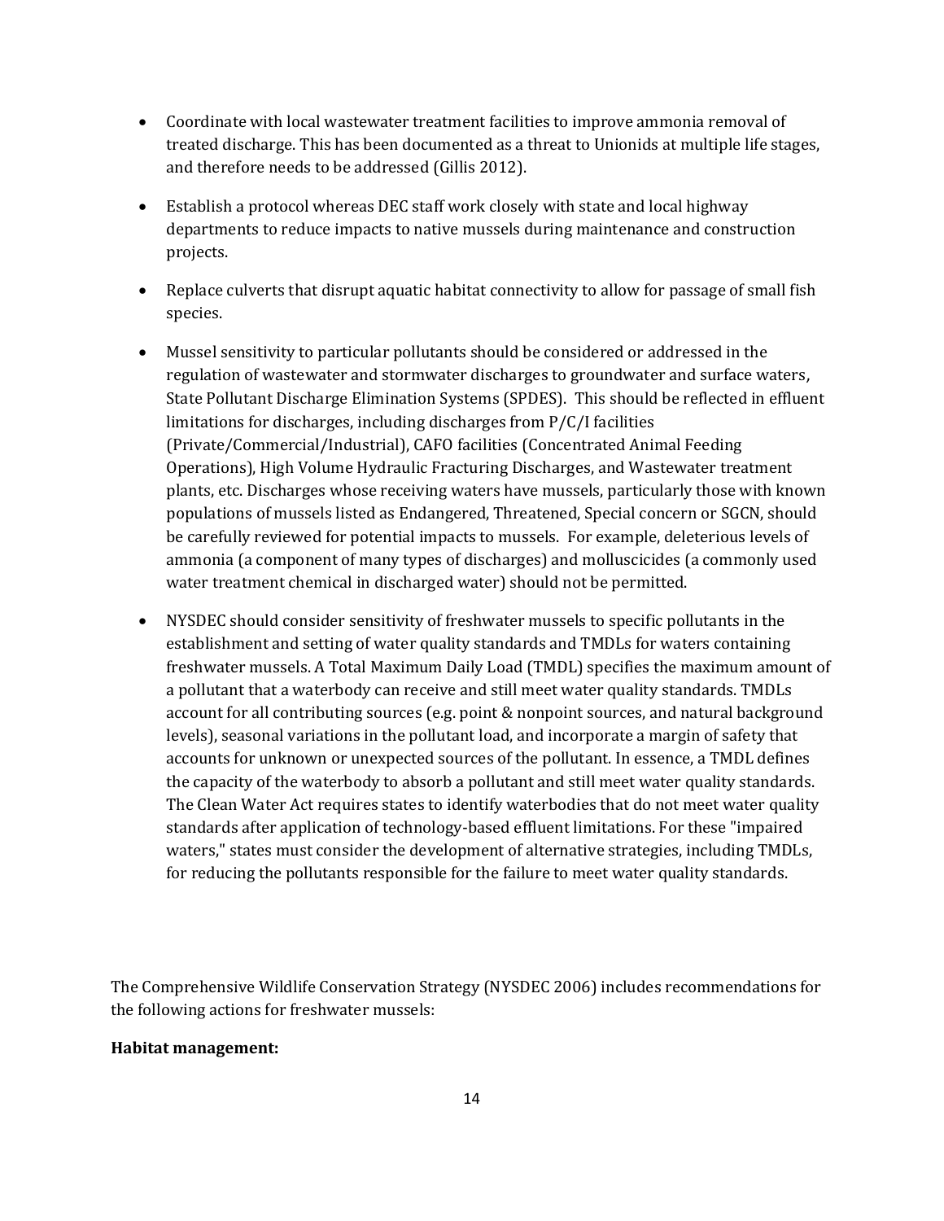- Coordinate with local wastewater treatment facilities to improve ammonia removal of treated discharge. This has been documented as a threat to Unionids at multiple life stages, and therefore needs to be addressed (Gillis 2012).

- Establish a protocol whereas DEC staff work closely with state and local highway departments to reduce impacts to native mussels during maintenance and construction projects.

- Replace culverts that disrupt aquatic habitat connectivity to allow for passage of small fish species.

- Mussel sensitivity to particular pollutants should be considered or addressed in the regulation of wastewater and stormwater discharges to groundwater and surface waters, State Pollutant Discharge Elimination Systems (SPDES). This should be reflected in effluent limitations for discharges, including discharges from P/C/I facilities (Private/Commercial/Industrial), CAFO facilities (Concentrated Animal Feeding Operations), High Volume Hydraulic Fracturing Discharges, and Wastewater treatment plants, etc. Discharges whose receiving waters have mussels, particularly those with known populations of mussels listed as Endangered, Threatened, Special concern or SGCN, should be carefully reviewed for potential impacts to mussels. For example, deleterious levels of ammonia (a component of many types of discharges) and molluscicides (a commonly used water treatment chemical in discharged water) should not be permitted.

- NYSDEC should consider sensitivity of freshwater mussels to specific pollutants in the establishment and setting of water quality standards and TMDLs for waters containing freshwater mussels. A Total Maximum Daily Load (TMDL) specifies the maximum amount of a pollutant that a waterbody can receive and still meet water quality standards. TMDLs account for all contributing sources (e.g. point & nonpoint sources, and natural background levels), seasonal variations in the pollutant load, and incorporate a margin of safety that accounts for unknown or unexpected sources of the pollutant. In essence, a TMDL defines the capacity of the waterbody to absorb a pollutant and still meet water quality standards. The Clean Water Act requires states to identify waterbodies that do not meet water quality standards after application of technology-based effluent limitations. For these "impaired waters," states must consider the development of alternative strategies, including TMDLs, for reducing the pollutants responsible for the failure to meet water quality standards.

The Comprehensive Wildlife Conservation Strategy (NYSDEC 2006) includes recommendations for the following actions for freshwater mussels:

**Habitat management:**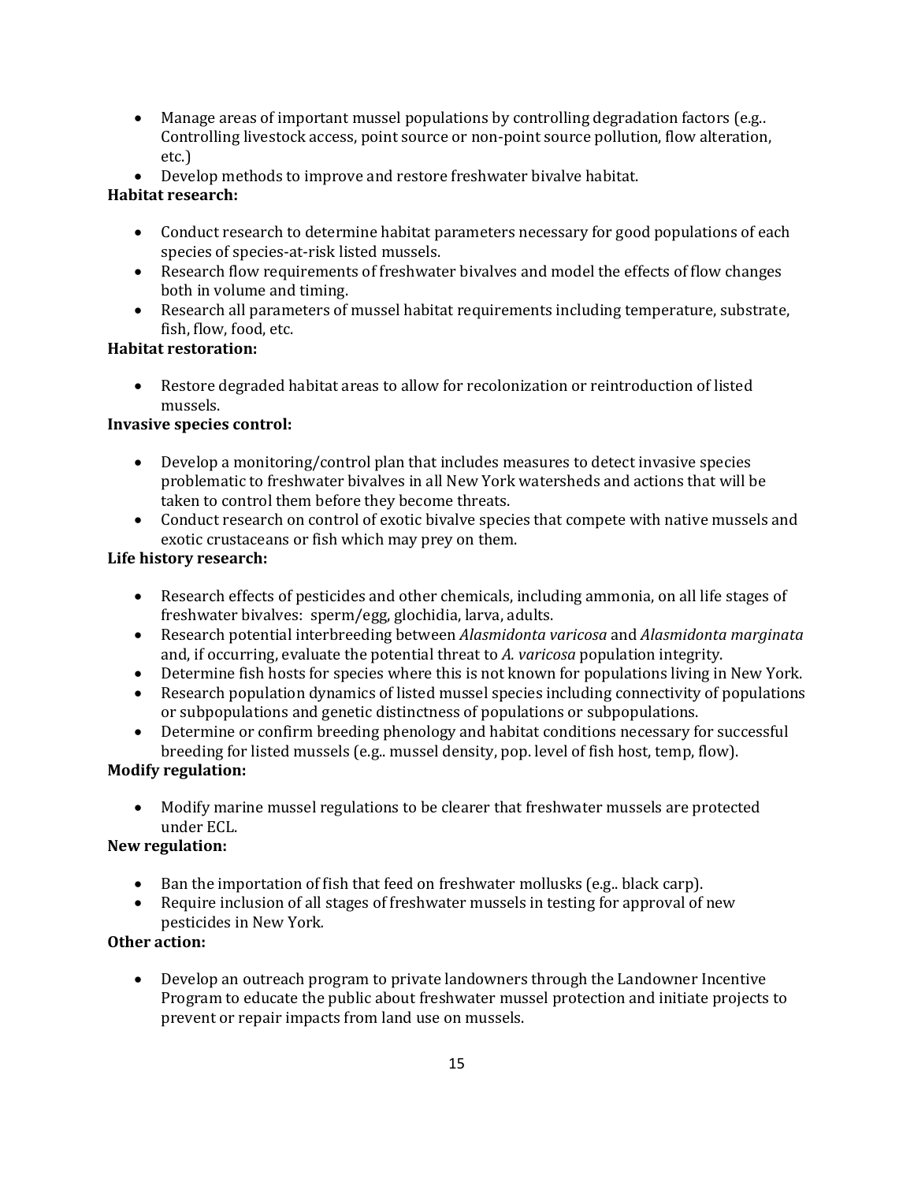- Manage areas of important mussel populations by controlling degradation factors (e.g.. Controlling livestock access, point source or non-point source pollution, flow alteration, etc.)
- Develop methods to improve and restore freshwater bivalve habitat.

**Habitat research:**

- Conduct research to determine habitat parameters necessary for good populations of each species of species-at-risk listed mussels.
- Research flow requirements of freshwater bivalves and model the effects of flow changes both in volume and timing.
- Research all parameters of mussel habitat requirements including temperature, substrate, fish, flow, food, etc.

**Habitat restoration:**

- Restore degraded habitat areas to allow for recolonization or reintroduction of listed mussels.

**Invasive species control:**

- Develop a monitoring/control plan that includes measures to detect invasive species problematic to freshwater bivalves in all New York watersheds and actions that will be taken to control them before they become threats.
- Conduct research on control of exotic bivalve species that compete with native mussels and exotic crustaceans or fish which may prey on them.

**Life history research:**

- Research effects of pesticides and other chemicals, including ammonia, on all life stages of freshwater bivalves: sperm/egg, glochidia, larva, adults.
- Research potential interbreeding between *Alasmidonta varicosa* and *Alasmidonta marginata* and, if occurring, evaluate the potential threat to *A. varicosa* population integrity.
- Determine fish hosts for species where this is not known for populations living in New York.
- Research population dynamics of listed mussel species including connectivity of populations or subpopulations and genetic distinctness of populations or subpopulations.
- Determine or confirm breeding phenology and habitat conditions necessary for successful breeding for listed mussels (e.g.. mussel density, pop. level of fish host, temp, flow).

**Modify regulation:**

- Modify marine mussel regulations to be clearer that freshwater mussels are protected under ECL.

**New regulation:**

- Ban the importation of fish that feed on freshwater mollusks (e.g.. black carp).
- Require inclusion of all stages of freshwater mussels in testing for approval of new pesticides in New York.

**Other action:**

- Develop an outreach program to private landowners through the Landowner Incentive Program to educate the public about freshwater mussel protection and initiate projects to prevent or repair impacts from land use on mussels.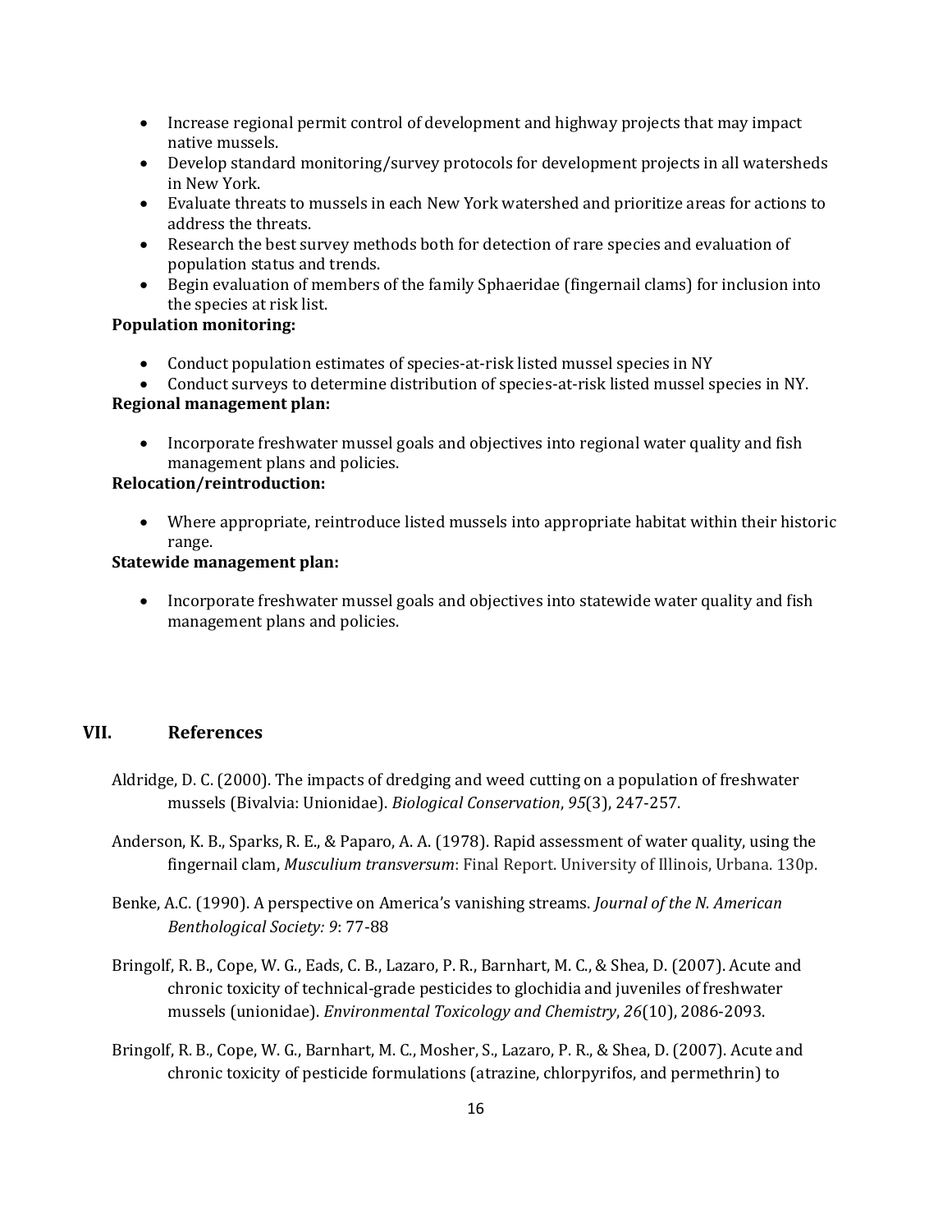- Increase regional permit control of development and highway projects that may impact native mussels.
- Develop standard monitoring/survey protocols for development projects in all watersheds in New York.
- Evaluate threats to mussels in each New York watershed and prioritize areas for actions to address the threats.
- Research the best survey methods both for detection of rare species and evaluation of population status and trends.
- Begin evaluation of members of the family Sphaeridae (fingernail clams) for inclusion into the species at risk list.

**Population monitoring:**

- Conduct population estimates of species-at-risk listed mussel species in NY
- Conduct surveys to determine distribution of species-at-risk listed mussel species in NY.

**Regional management plan:**

- Incorporate freshwater mussel goals and objectives into regional water quality and fish management plans and policies.

**Relocation/reintroduction:**

- Where appropriate, reintroduce listed mussels into appropriate habitat within their historic range.

**Statewide management plan:**

- Incorporate freshwater mussel goals and objectives into statewide water quality and fish management plans and policies.

## VII. References

Aldridge, D. C. (2000). The impacts of dredging and weed cutting on a population of freshwater mussels (Bivalvia: Unionidae). *Biological Conservation*, *95*(3), 247-257.

Anderson, K. B., Sparks, R. E., & Paparo, A. A. (1978). Rapid assessment of water quality, using the fingernail clam, *Musculium transversum*: Final Report. University of Illinois, Urbana. 130p.

Benke, A.C. (1990). A perspective on America's vanishing streams. *Journal of the N. American Benthological Society: 9*: 77-88

Bringolf, R. B., Cope, W. G., Eads, C. B., Lazaro, P. R., Barnhart, M. C., & Shea, D. (2007). Acute and chronic toxicity of technical-grade pesticides to glochidia and juveniles of freshwater mussels (unionidae). *Environmental Toxicology and Chemistry*, *26*(10), 2086-2093.

Bringolf, R. B., Cope, W. G., Barnhart, M. C., Mosher, S., Lazaro, P. R., & Shea, D. (2007). Acute and chronic toxicity of pesticide formulations (atrazine, chlorpyrifos, and permethrin) to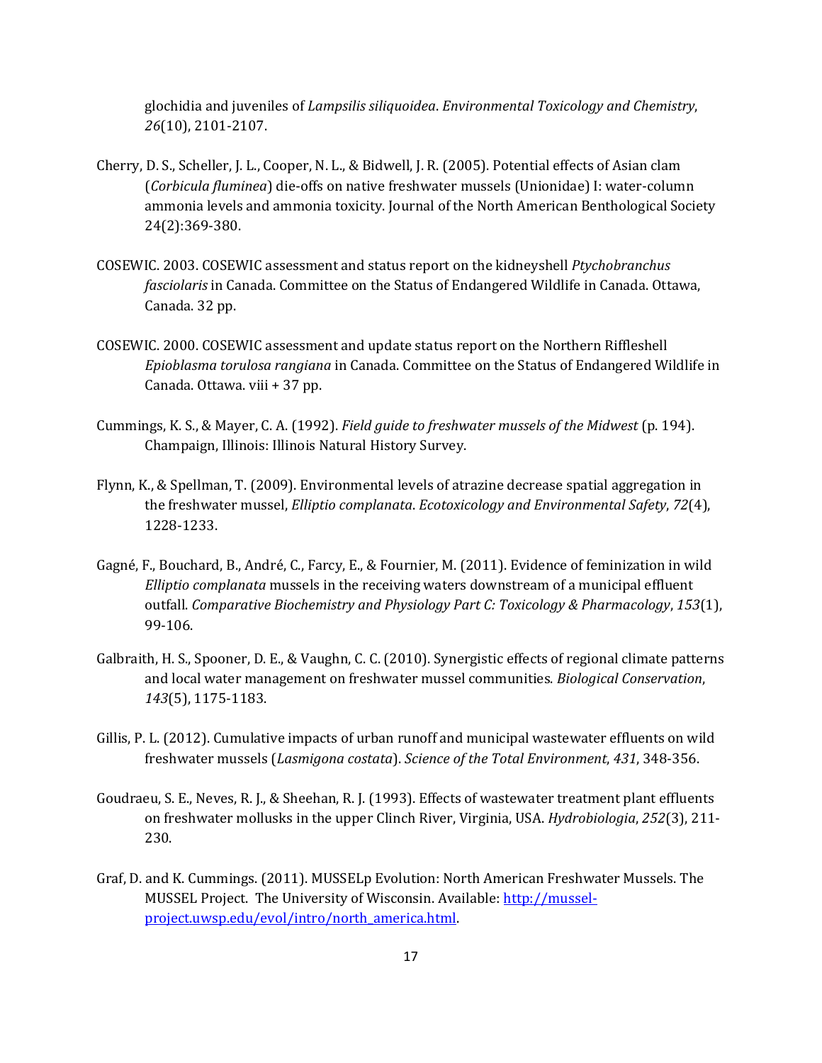glochidia and juveniles of *Lampsilis siliquoidea*. *Environmental Toxicology and Chemistry*, *26*(10), 2101-2107.

Cherry, D. S., Scheller, J. L., Cooper, N. L., & Bidwell, J. R. (2005). Potential effects of Asian clam (*Corbicula fluminea*) die-offs on native freshwater mussels (Unionidae) I: water-column ammonia levels and ammonia toxicity. Journal of the North American Benthological Society 24(2):369-380.

COSEWIC. 2003. COSEWIC assessment and status report on the kidneyshell *Ptychobranchus fasciolaris* in Canada. Committee on the Status of Endangered Wildlife in Canada. Ottawa, Canada. 32 pp.

COSEWIC. 2000. COSEWIC assessment and update status report on the Northern Riffleshell *Epioblasma torulosa rangiana* in Canada. Committee on the Status of Endangered Wildlife in Canada. Ottawa. viii + 37 pp.

Cummings, K. S., & Mayer, C. A. (1992). *Field guide to freshwater mussels of the Midwest* (p. 194). Champaign, Illinois: Illinois Natural History Survey.

Flynn, K., & Spellman, T. (2009). Environmental levels of atrazine decrease spatial aggregation in the freshwater mussel, *Elliptio complanata*. *Ecotoxicology and Environmental Safety*, *72*(4), 1228-1233.

Gagné, F., Bouchard, B., André, C., Farcy, E., & Fournier, M. (2011). Evidence of feminization in wild *Elliptio complanata* mussels in the receiving waters downstream of a municipal effluent outfall. *Comparative Biochemistry and Physiology Part C: Toxicology & Pharmacology*, *153*(1), 99-106.

Galbraith, H. S., Spooner, D. E., & Vaughn, C. C. (2010). Synergistic effects of regional climate patterns and local water management on freshwater mussel communities. *Biological Conservation*, *143*(5), 1175-1183.

Gillis, P. L. (2012). Cumulative impacts of urban runoff and municipal wastewater effluents on wild freshwater mussels (*Lasmigona costata*). *Science of the Total Environment*, *431*, 348-356.

Goudraeu, S. E., Neves, R. J., & Sheehan, R. J. (1993). Effects of wastewater treatment plant effluents on freshwater mollusks in the upper Clinch River, Virginia, USA. *Hydrobiologia*, *252*(3), 211-230.

Graf, D. and K. Cummings. (2011). MUSSELp Evolution: North American Freshwater Mussels. The MUSSEL Project. The University of Wisconsin. Available: [http://mussel-project.uwsp.edu/evol/intro/north_america.html](http://mussel-project.uwsp.edu/evol/intro/north_america.html).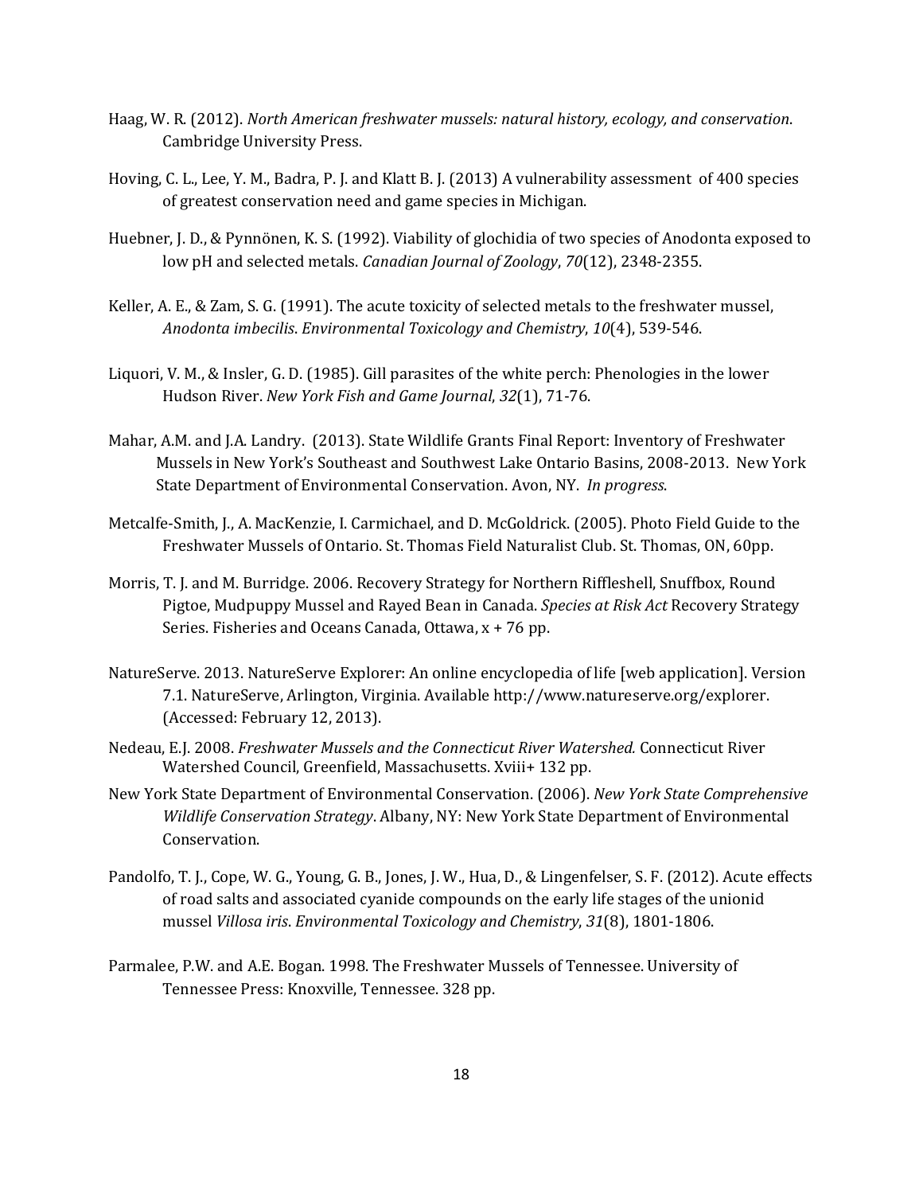Haag, W. R. (2012). *North American freshwater mussels: natural history, ecology, and conservation*. Cambridge University Press.

Hoving, C. L., Lee, Y. M., Badra, P. J. and Klatt B. J. (2013) A vulnerability assessment of 400 species of greatest conservation need and game species in Michigan.

Huebner, J. D., & Pynnönen, K. S. (1992). Viability of glochidia of two species of Anodonta exposed to low pH and selected metals. *Canadian Journal of Zoology*, *70*(12), 2348-2355.

Keller, A. E., & Zam, S. G. (1991). The acute toxicity of selected metals to the freshwater mussel, *Anodonta imbecilis*. *Environmental Toxicology and Chemistry*, *10*(4), 539-546.

Liquori, V. M., & Insler, G. D. (1985). Gill parasites of the white perch: Phenologies in the lower Hudson River. *New York Fish and Game Journal*, *32*(1), 71-76.

Mahar, A.M. and J.A. Landry. (2013). State Wildlife Grants Final Report: Inventory of Freshwater Mussels in New York's Southeast and Southwest Lake Ontario Basins, 2008-2013. New York State Department of Environmental Conservation. Avon, NY. *In progress*.

Metcalfe-Smith, J., A. MacKenzie, I. Carmichael, and D. McGoldrick. (2005). Photo Field Guide to the Freshwater Mussels of Ontario. St. Thomas Field Naturalist Club. St. Thomas, ON, 60pp.

Morris, T. J. and M. Burridge. 2006. Recovery Strategy for Northern Riffleshell, Snuffbox, Round Pigtoe, Mudpuppy Mussel and Rayed Bean in Canada. *Species at Risk Act* Recovery Strategy Series. Fisheries and Oceans Canada, Ottawa, x + 76 pp.

NatureServe. 2013. NatureServe Explorer: An online encyclopedia of life [web application]. Version 7.1. NatureServe, Arlington, Virginia. Available http://www.natureserve.org/explorer. (Accessed: February 12, 2013).

Nedeau, E.J. 2008. *Freshwater Mussels and the Connecticut River Watershed.* Connecticut River Watershed Council, Greenfield, Massachusetts. Xviii+ 132 pp.

New York State Department of Environmental Conservation. (2006). *New York State Comprehensive Wildlife Conservation Strategy*. Albany, NY: New York State Department of Environmental Conservation.

Pandolfo, T. J., Cope, W. G., Young, G. B., Jones, J. W., Hua, D., & Lingenfelser, S. F. (2012). Acute effects of road salts and associated cyanide compounds on the early life stages of the unionid mussel *Villosa iris*. *Environmental Toxicology and Chemistry*, *31*(8), 1801-1806.

Parmalee, P.W. and A.E. Bogan. 1998. The Freshwater Mussels of Tennessee. University of Tennessee Press: Knoxville, Tennessee. 328 pp.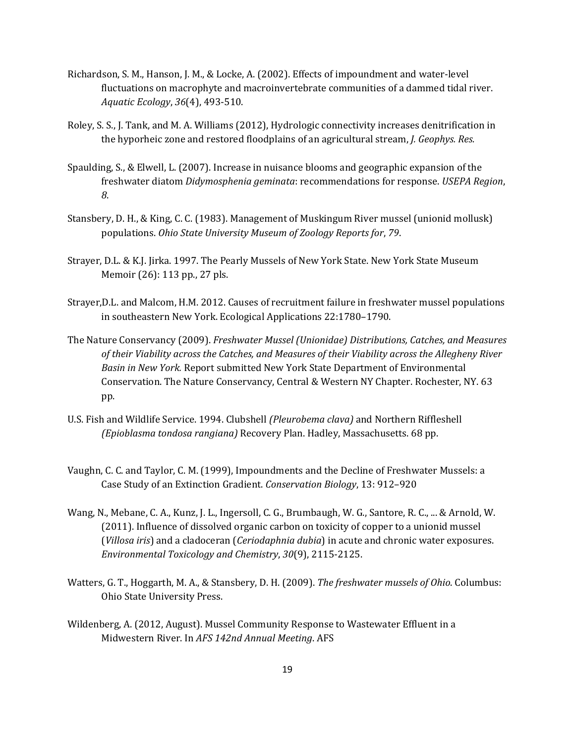Richardson, S. M., Hanson, J. M., & Locke, A. (2002). Effects of impoundment and water-level fluctuations on macrophyte and macroinvertebrate communities of a dammed tidal river. *Aquatic Ecology*, *36*(4), 493-510.

Roley, S. S., J. Tank, and M. A. Williams (2012), Hydrologic connectivity increases denitrification in the hyporheic zone and restored floodplains of an agricultural stream, *J. Geophys. Res.*

Spaulding, S., & Elwell, L. (2007). Increase in nuisance blooms and geographic expansion of the freshwater diatom *Didymosphenia geminata*: recommendations for response. *USEPA Region*, *8*.

Stansbery, D. H., & King, C. C. (1983). Management of Muskingum River mussel (unionid mollusk) populations. *Ohio State University Museum of Zoology Reports for*, *79*.

Strayer, D.L. & K.J. Jirka. 1997. The Pearly Mussels of New York State. New York State Museum Memoir (26): 113 pp., 27 pls.

Strayer,D.L. and Malcom, H.M. 2012. Causes of recruitment failure in freshwater mussel populations in southeastern New York. Ecological Applications 22:1780–1790.

The Nature Conservancy (2009). *Freshwater Mussel (Unionidae) Distributions, Catches, and Measures of their Viability across the Catches, and Measures of their Viability across the Allegheny River Basin in New York.* Report submitted New York State Department of Environmental Conservation. The Nature Conservancy, Central & Western NY Chapter. Rochester, NY. 63 pp.

U.S. Fish and Wildlife Service. 1994. Clubshell *(Pleurobema clava)* and Northern Riffleshell *(Epioblasma tondosa rangiana)* Recovery Plan. Hadley, Massachusetts. 68 pp.

Vaughn, C. C. and Taylor, C. M. (1999), Impoundments and the Decline of Freshwater Mussels: a Case Study of an Extinction Gradient. *Conservation Biology*, 13: 912–920

Wang, N., Mebane, C. A., Kunz, J. L., Ingersoll, C. G., Brumbaugh, W. G., Santore, R. C., ... & Arnold, W. (2011). Influence of dissolved organic carbon on toxicity of copper to a unionid mussel (*Villosa iris*) and a cladoceran (*Ceriodaphnia dubia*) in acute and chronic water exposures. *Environmental Toxicology and Chemistry*, *30*(9), 2115-2125.

Watters, G. T., Hoggarth, M. A., & Stansbery, D. H. (2009). *The freshwater mussels of Ohio*. Columbus: Ohio State University Press.

Wildenberg, A. (2012, August). Mussel Community Response to Wastewater Effluent in a Midwestern River. In *AFS 142nd Annual Meeting*. AFS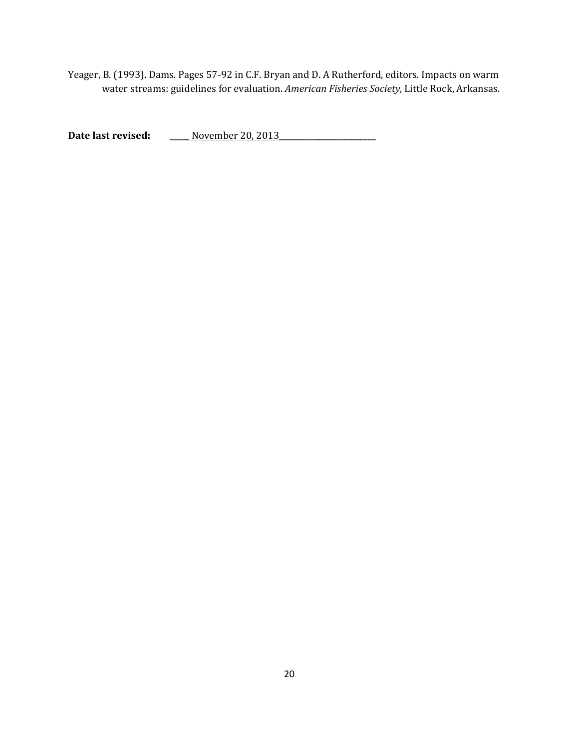Yeager, B. (1993). Dams. Pages 57-92 in C.F. Bryan and D. A Rutherford, editors. Impacts on warm water streams: guidelines for evaluation. *American Fisheries Society,* Little Rock, Arkansas.

**Date last revised:** November 20, 2013